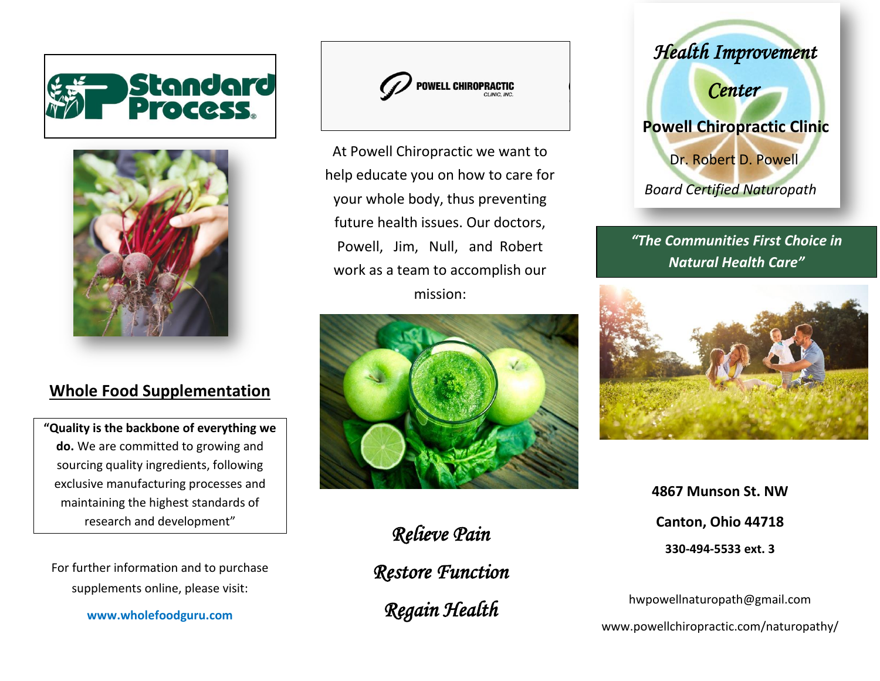Standard Process

## Whole Food Supplementation

**"Quality is the backbone of everything we do.** We are committed to growing and sourcing quality ingredients, following exclusive manufacturing processes and maintaining the highest standards of research and development"

For further information and to purchase supplements online, please visit:

**www.wholefoodguru.com**

POWELL CHIROPRACTIC CLINIC, INC.

At Powell Chiropractic we want to help educate you on how to care for your whole body, thus preventing future health issues. Our doctors, Powell, Jim, Null, and Robert work as a team to accomplish our mission:

*Relieve Pain*

*Restore Function*

*Regain Health*

*Health Improvement Center*

**Powell Chiropractic Clinic**

Dr. Robert D. Powell

*Board Certified Naturopath*

***"The Communities First Choice in Natural Health Care"***

**4867 Munson St. NW**

**Canton, Ohio 44718**

**330-494-5533 ext. 3**

hwpowellnaturopath@gmail.com

www.powellchiropractic.com/naturopathy/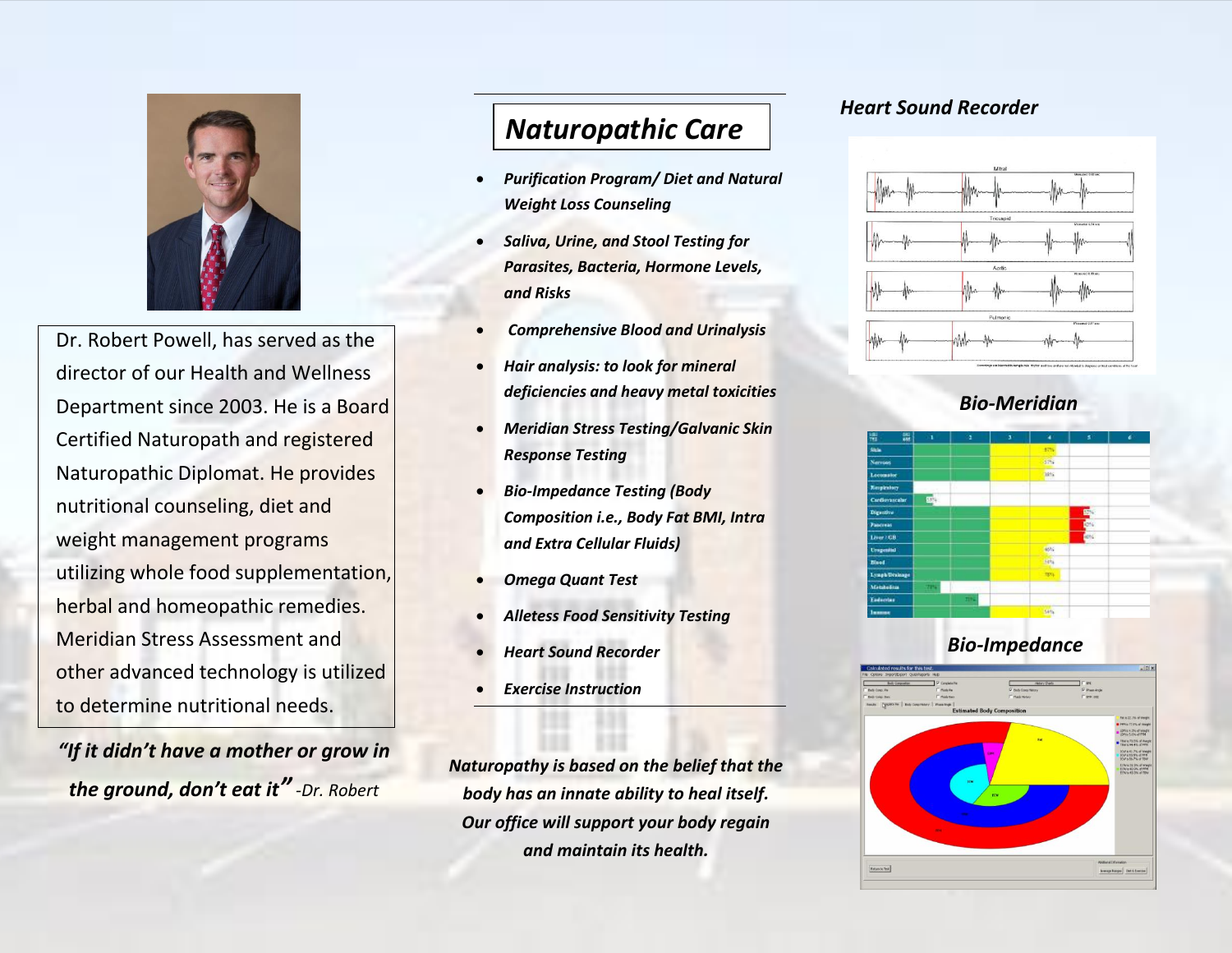Dr. Robert Powell, has served as the director of our Health and Wellness Department since 2003. He is a Board Certified Naturopath and registered Naturopathic Diplomat. He provides nutritional counseling, diet and weight management programs utilizing whole food supplementation, herbal and homeopathic remedies. Meridian Stress Assessment and other advanced technology is utilized to determine nutritional needs.

***"If it didn't have a mother or grow in the ground, don't eat it"*** *-Dr. Robert*

# *Naturopathic Care*

- ***Purification Program/ Diet and Natural Weight Loss Counseling***
- ***Saliva, Urine, and Stool Testing for Parasites, Bacteria, Hormone Levels, and Risks***
- ***Comprehensive Blood and Urinalysis***
- ***Hair analysis: to look for mineral deficiencies and heavy metal toxicities***
- ***Meridian Stress Testing/Galvanic Skin Response Testing***
- ***Bio-Impedance Testing (Body Composition i.e., Body Fat BMI, Intra and Extra Cellular Fluids)***
- ***Omega Quant Test***
- ***Alletess Food Sensitivity Testing***
- ***Heart Sound Recorder***
- ***Exercise Instruction***

***Naturopathy is based on the belief that the body has an innate ability to heal itself. Our office will support your body regain and maintain its health.***

## *Heart Sound Recorder*

## *Bio-Meridian*

## *Bio-Impedance*